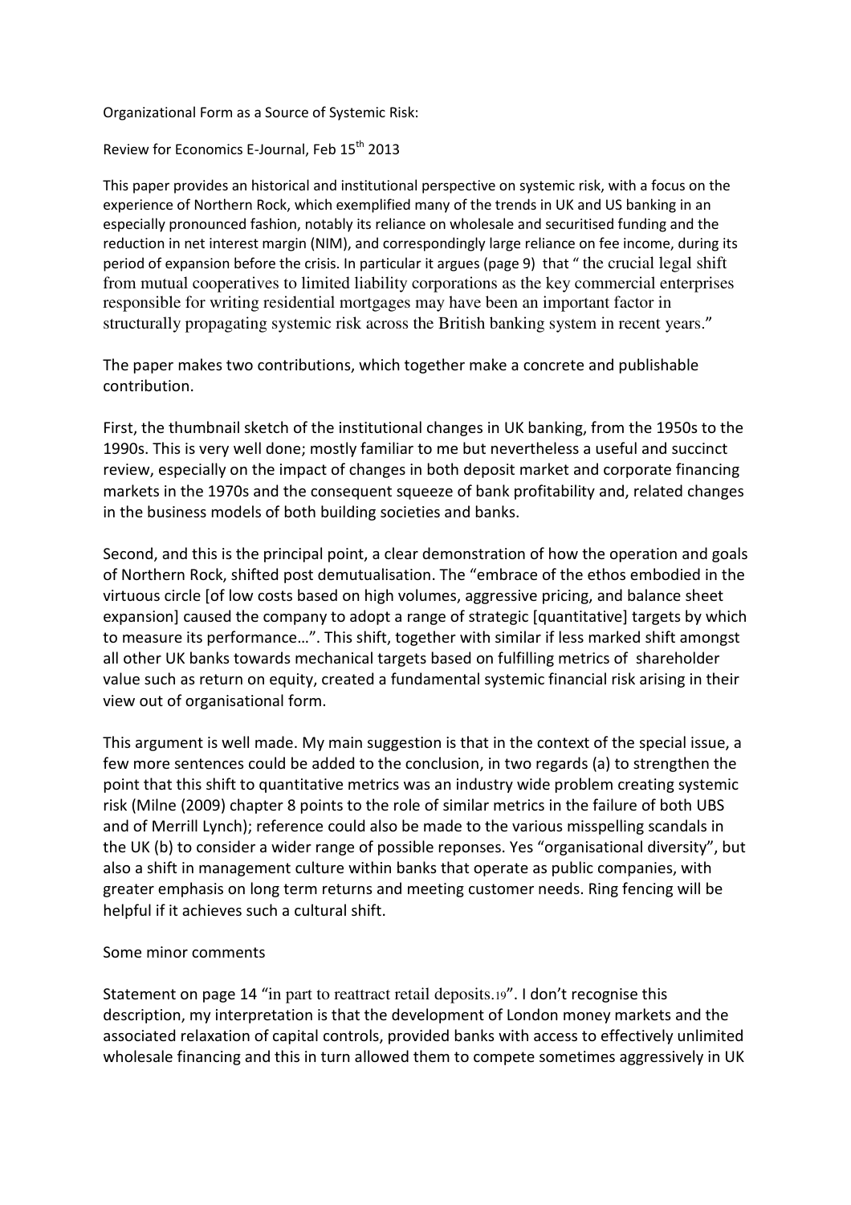Organizational Form as a Source of Systemic Risk:

Review for Economics E-Journal, Feb 15th 2013

This paper provides an historical and institutional perspective on systemic risk, with a focus on the experience of Northern Rock, which exemplified many of the trends in UK and US banking in an especially pronounced fashion, notably its reliance on wholesale and securitised funding and the reduction in net interest margin (NIM), and correspondingly large reliance on fee income, during its period of expansion before the crisis. In particular it argues (page 9) that " the crucial legal shift from mutual cooperatives to limited liability corporations as the key commercial enterprises responsible for writing residential mortgages may have been an important factor in structurally propagating systemic risk across the British banking system in recent years."

The paper makes two contributions, which together make a concrete and publishable contribution.

First, the thumbnail sketch of the institutional changes in UK banking, from the 1950s to the 1990s. This is very well done; mostly familiar to me but nevertheless a useful and succinct review, especially on the impact of changes in both deposit market and corporate financing markets in the 1970s and the consequent squeeze of bank profitability and, related changes in the business models of both building societies and banks.

Second, and this is the principal point, a clear demonstration of how the operation and goals of Northern Rock, shifted post demutualisation. The "embrace of the ethos embodied in the virtuous circle [of low costs based on high volumes, aggressive pricing, and balance sheet expansion] caused the company to adopt a range of strategic [quantitative] targets by which to measure its performance…". This shift, together with similar if less marked shift amongst all other UK banks towards mechanical targets based on fulfilling metrics of shareholder value such as return on equity, created a fundamental systemic financial risk arising in their view out of organisational form.

This argument is well made. My main suggestion is that in the context of the special issue, a few more sentences could be added to the conclusion, in two regards (a) to strengthen the point that this shift to quantitative metrics was an industry wide problem creating systemic risk (Milne (2009) chapter 8 points to the role of similar metrics in the failure of both UBS and of Merrill Lynch); reference could also be made to the various misspelling scandals in the UK (b) to consider a wider range of possible reponses. Yes "organisational diversity", but also a shift in management culture within banks that operate as public companies, with greater emphasis on long term returns and meeting customer needs. Ring fencing will be helpful if it achieves such a cultural shift.

Some minor comments

Statement on page 14 "in part to reattract retail deposits.19". I don't recognise this description, my interpretation is that the development of London money markets and the associated relaxation of capital controls, provided banks with access to effectively unlimited wholesale financing and this in turn allowed them to compete sometimes aggressively in UK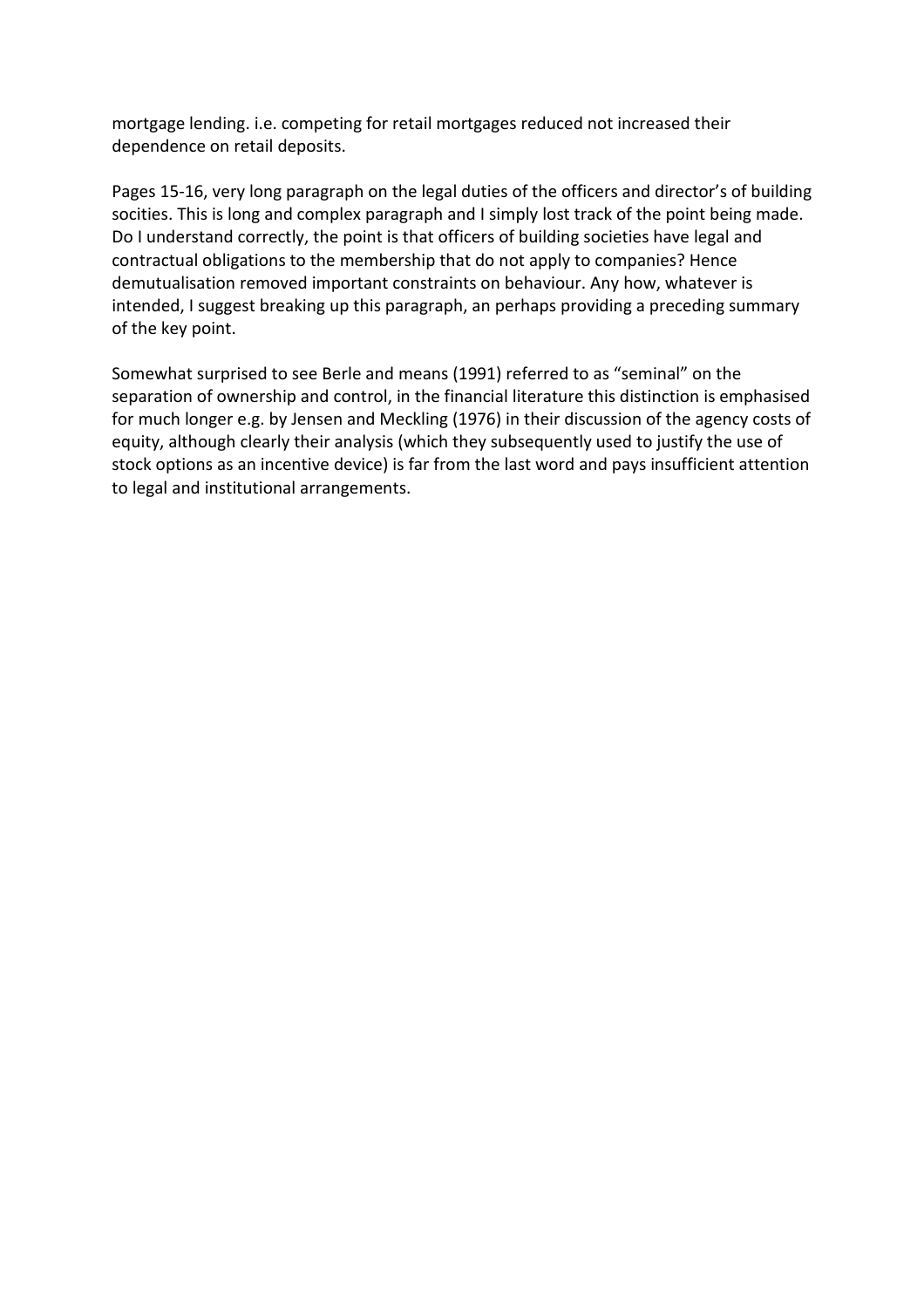mortgage lending. i.e. competing for retail mortgages reduced not increased their dependence on retail deposits.

Pages 15-16, very long paragraph on the legal duties of the officers and director's of building socities. This is long and complex paragraph and I simply lost track of the point being made. Do I understand correctly, the point is that officers of building societies have legal and contractual obligations to the membership that do not apply to companies? Hence demutualisation removed important constraints on behaviour. Any how, whatever is intended, I suggest breaking up this paragraph, an perhaps providing a preceding summary of the key point.

Somewhat surprised to see Berle and means (1991) referred to as "seminal" on the separation of ownership and control, in the financial literature this distinction is emphasised for much longer e.g. by Jensen and Meckling (1976) in their discussion of the agency costs of equity, although clearly their analysis (which they subsequently used to justify the use of stock options as an incentive device) is far from the last word and pays insufficient attention to legal and institutional arrangements.